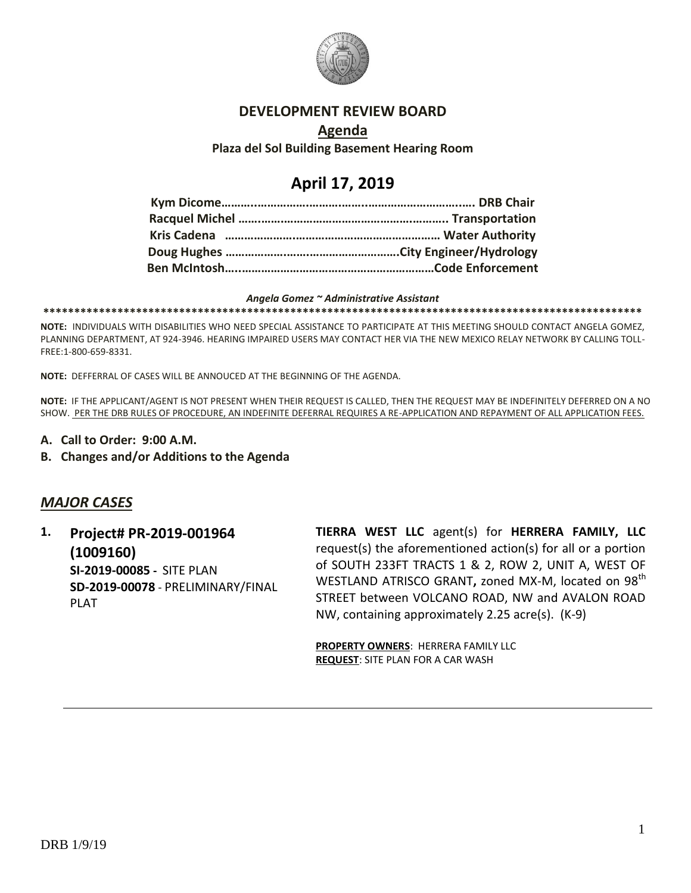# DEVELOPMENT REVIEW BOARD

## Agenda

**Plaza del Sol Building Basement Hearing Room**

# April 17, 2019

**Kym Dicome………..…………………………..…………………………….. DRB Chair**
**Racquel Michel ……………………………………………………….. Transportation**
**Kris Cadena ……………………………………………………… Water Authority**
**Doug Hughes ……………………………………………….City Engineer/Hydrology**
**Ben McIntosh…..……………………………………………………Code Enforcement**

***Angela Gomez ~ Administrative Assistant***

****************************************************************************************************

**NOTE:** INDIVIDUALS WITH DISABILITIES WHO NEED SPECIAL ASSISTANCE TO PARTICIPATE AT THIS MEETING SHOULD CONTACT ANGELA GOMEZ, PLANNING DEPARTMENT, AT 924-3946. HEARING IMPAIRED USERS MAY CONTACT HER VIA THE NEW MEXICO RELAY NETWORK BY CALLING TOLL-FREE:1-800-659-8331.

**NOTE:** DEFFERRAL OF CASES WILL BE ANNOUCED AT THE BEGINNING OF THE AGENDA.

**NOTE:** IF THE APPLICANT/AGENT IS NOT PRESENT WHEN THEIR REQUEST IS CALLED, THEN THE REQUEST MAY BE INDEFINITELY DEFERRED ON A NO SHOW. PER THE DRB RULES OF PROCEDURE, AN INDEFINITE DEFERRAL REQUIRES A RE-APPLICATION AND REPAYMENT OF ALL APPLICATION FEES.

**A. Call to Order: 9:00 A.M.**

**B. Changes and/or Additions to the Agenda**

## *MAJOR CASES*

**1. Project# PR-2019-001964 (1009160)**

**SI-2019-00085 -** SITE PLAN

**SD-2019-00078** - PRELIMINARY/FINAL PLAT

**TIERRA WEST LLC** agent(s) for **HERRERA FAMILY, LLC** request(s) the aforementioned action(s) for all or a portion of SOUTH 233FT TRACTS 1 & 2, ROW 2, UNIT A, WEST OF WESTLAND ATRISCO GRANT**,** zoned MX-M, located on 98th STREET between VOLCANO ROAD, NW and AVALON ROAD NW, containing approximately 2.25 acre(s). (K-9)

**PROPERTY OWNERS**: HERRERA FAMILY LLC
**REQUEST**: SITE PLAN FOR A CAR WASH

---

DRB 1/9/19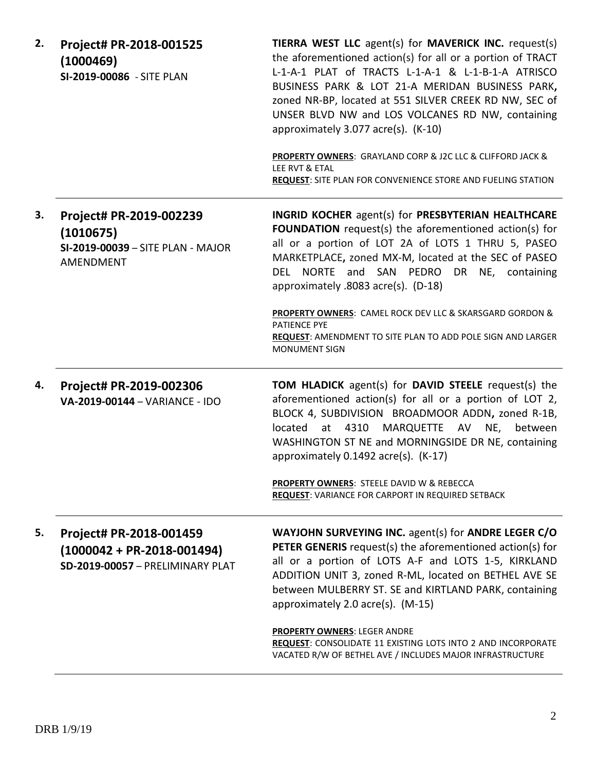**2. Project# PR-2018-001525 (1000469)**
**SI-2019-00086** - SITE PLAN

**TIERRA WEST LLC** agent(s) for **MAVERICK INC.** request(s) the aforementioned action(s) for all or a portion of TRACT L-1-A-1 PLAT of TRACTS L-1-A-1 & L-1-B-1-A ATRISCO BUSINESS PARK & LOT 21-A MERIDAN BUSINESS PARK**,** zoned NR-BP, located at 551 SILVER CREEK RD NW, SEC of UNSER BLVD NW and LOS VOLCANES RD NW, containing approximately 3.077 acre(s). (K-10)

**PROPERTY OWNERS**: GRAYLAND CORP & J2C LLC & CLIFFORD JACK & LEE RVT & ETAL
**REQUEST**: SITE PLAN FOR CONVENIENCE STORE AND FUELING STATION

---

**3. Project# PR-2019-002239 (1010675)**
**SI-2019-00039** – SITE PLAN - MAJOR AMENDMENT

**INGRID KOCHER** agent(s) for **PRESBYTERIAN HEALTHCARE FOUNDATION** request(s) the aforementioned action(s) for all or a portion of LOT 2A of LOTS 1 THRU 5, PASEO MARKETPLACE**,** zoned MX-M, located at the SEC of PASEO DEL NORTE and SAN PEDRO DR NE, containing approximately .8083 acre(s). (D-18)

**PROPERTY OWNERS**: CAMEL ROCK DEV LLC & SKARSGARD GORDON & PATIENCE PYE
**REQUEST**: AMENDMENT TO SITE PLAN TO ADD POLE SIGN AND LARGER MONUMENT SIGN

---

**4. Project# PR-2019-002306**
**VA-2019-00144** – VARIANCE - IDO

**TOM HLADICK** agent(s) for **DAVID STEELE** request(s) the aforementioned action(s) for all or a portion of LOT 2, BLOCK 4, SUBDIVISION BROADMOOR ADDN**,** zoned R-1B, located at 4310 MARQUETTE AV NE, between WASHINGTON ST NE and MORNINGSIDE DR NE, containing approximately 0.1492 acre(s). (K-17)

**PROPERTY OWNERS**: STEELE DAVID W & REBECCA
**REQUEST**: VARIANCE FOR CARPORT IN REQUIRED SETBACK

---

**5. Project# PR-2018-001459 (1000042 + PR-2018-001494)**
**SD-2019-00057** – PRELIMINARY PLAT

**WAYJOHN SURVEYING INC.** agent(s) for **ANDRE LEGER C/O PETER GENERIS** request(s) the aforementioned action(s) for all or a portion of LOTS A-F and LOTS 1-5, KIRKLAND ADDITION UNIT 3, zoned R-ML, located on BETHEL AVE SE between MULBERRY ST. SE and KIRTLAND PARK, containing approximately 2.0 acre(s). (M-15)

**PROPERTY OWNERS**: LEGER ANDRE
**REQUEST**: CONSOLIDATE 11 EXISTING LOTS INTO 2 AND INCORPORATE VACATED R/W OF BETHEL AVE / INCLUDES MAJOR INFRASTRUCTURE

---

DRB 1/9/19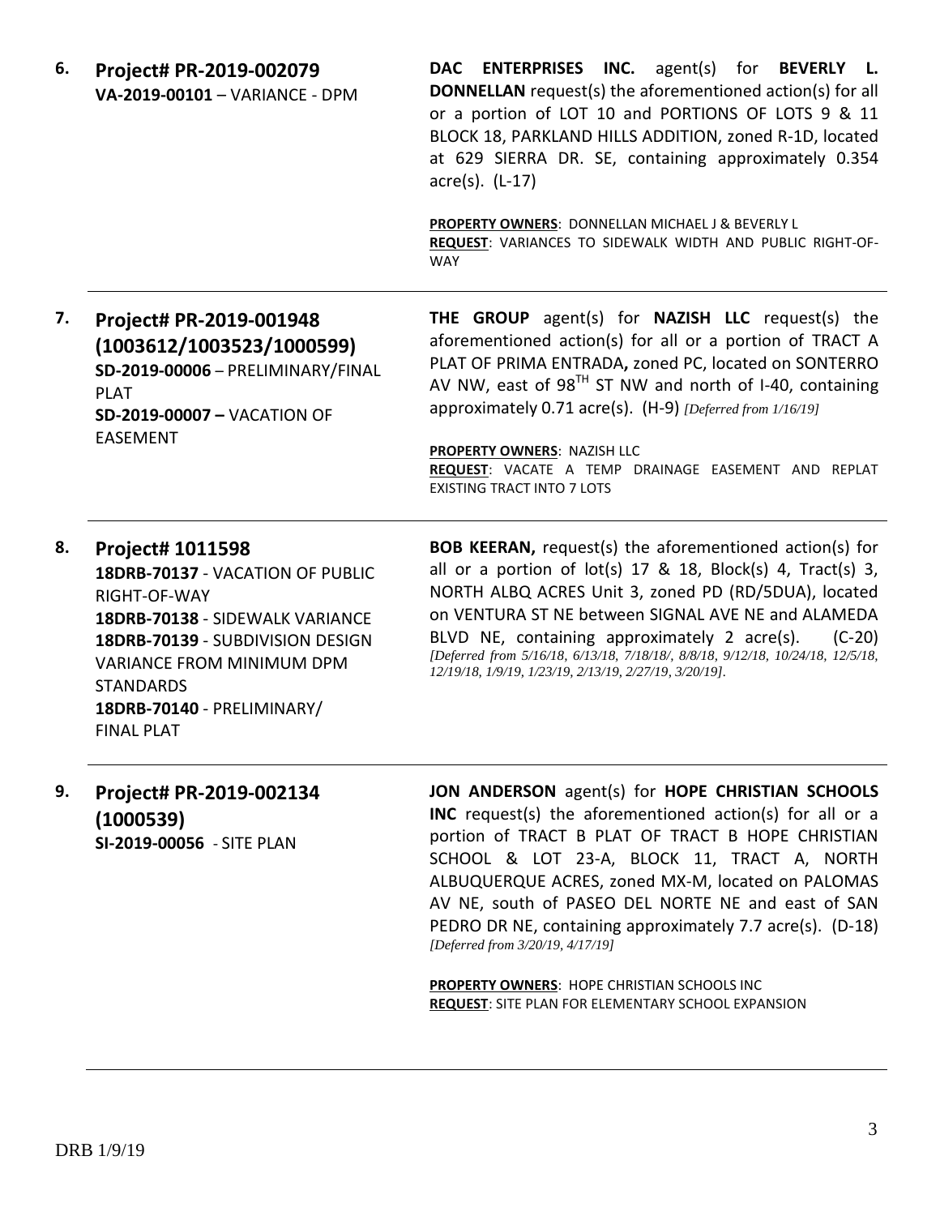**6. Project# PR-2019-002079**
**VA-2019-00101** – VARIANCE - DPM

**DAC ENTERPRISES INC.** agent(s) for **BEVERLY L. DONNELLAN** request(s) the aforementioned action(s) for all or a portion of LOT 10 and PORTIONS OF LOTS 9 & 11 BLOCK 18, PARKLAND HILLS ADDITION, zoned R-1D, located at 629 SIERRA DR. SE, containing approximately 0.354 acre(s). (L-17)

**PROPERTY OWNERS**: DONNELLAN MICHAEL J & BEVERLY L
**REQUEST**: VARIANCES TO SIDEWALK WIDTH AND PUBLIC RIGHT-OF-WAY

---

**7. Project# PR-2019-001948 (1003612/1003523/1000599)**
**SD-2019-00006** – PRELIMINARY/FINAL PLAT
**SD-2019-00007 –** VACATION OF EASEMENT

**THE GROUP** agent(s) for **NAZISH LLC** request(s) the aforementioned action(s) for all or a portion of TRACT A PLAT OF PRIMA ENTRADA**,** zoned PC, located on SONTERRO AV NW, east of 98TH ST NW and north of I-40, containing approximately 0.71 acre(s). (H-9) *[Deferred from 1/16/19]*

**PROPERTY OWNERS**: NAZISH LLC
**REQUEST**: VACATE A TEMP DRAINAGE EASEMENT AND REPLAT EXISTING TRACT INTO 7 LOTS

---

**8. Project# 1011598**
**18DRB-70137** - VACATION OF PUBLIC RIGHT-OF-WAY
**18DRB-70138** - SIDEWALK VARIANCE
**18DRB-70139** - SUBDIVISION DESIGN VARIANCE FROM MINIMUM DPM STANDARDS
**18DRB-70140** - PRELIMINARY/ FINAL PLAT

**BOB KEERAN,** request(s) the aforementioned action(s) for all or a portion of lot(s) 17 & 18, Block(s) 4, Tract(s) 3, NORTH ALBQ ACRES Unit 3, zoned PD (RD/5DUA), located on VENTURA ST NE between SIGNAL AVE NE and ALAMEDA BLVD NE, containing approximately 2 acre(s). (C-20) *[Deferred from 5/16/18, 6/13/18, 7/18/18/, 8/8/18, 9/12/18, 10/24/18, 12/5/18, 12/19/18, 1/9/19, 1/23/19, 2/13/19, 2/27/19, 3/20/19].*

---

**9. Project# PR-2019-002134 (1000539)**
**SI-2019-00056** - SITE PLAN

**JON ANDERSON** agent(s) for **HOPE CHRISTIAN SCHOOLS INC** request(s) the aforementioned action(s) for all or a portion of TRACT B PLAT OF TRACT B HOPE CHRISTIAN SCHOOL & LOT 23-A, BLOCK 11, TRACT A, NORTH ALBUQUERQUE ACRES, zoned MX-M, located on PALOMAS AV NE, south of PASEO DEL NORTE NE and east of SAN PEDRO DR NE, containing approximately 7.7 acre(s). (D-18) *[Deferred from 3/20/19, 4/17/19]*

**PROPERTY OWNERS**: HOPE CHRISTIAN SCHOOLS INC
**REQUEST**: SITE PLAN FOR ELEMENTARY SCHOOL EXPANSION

---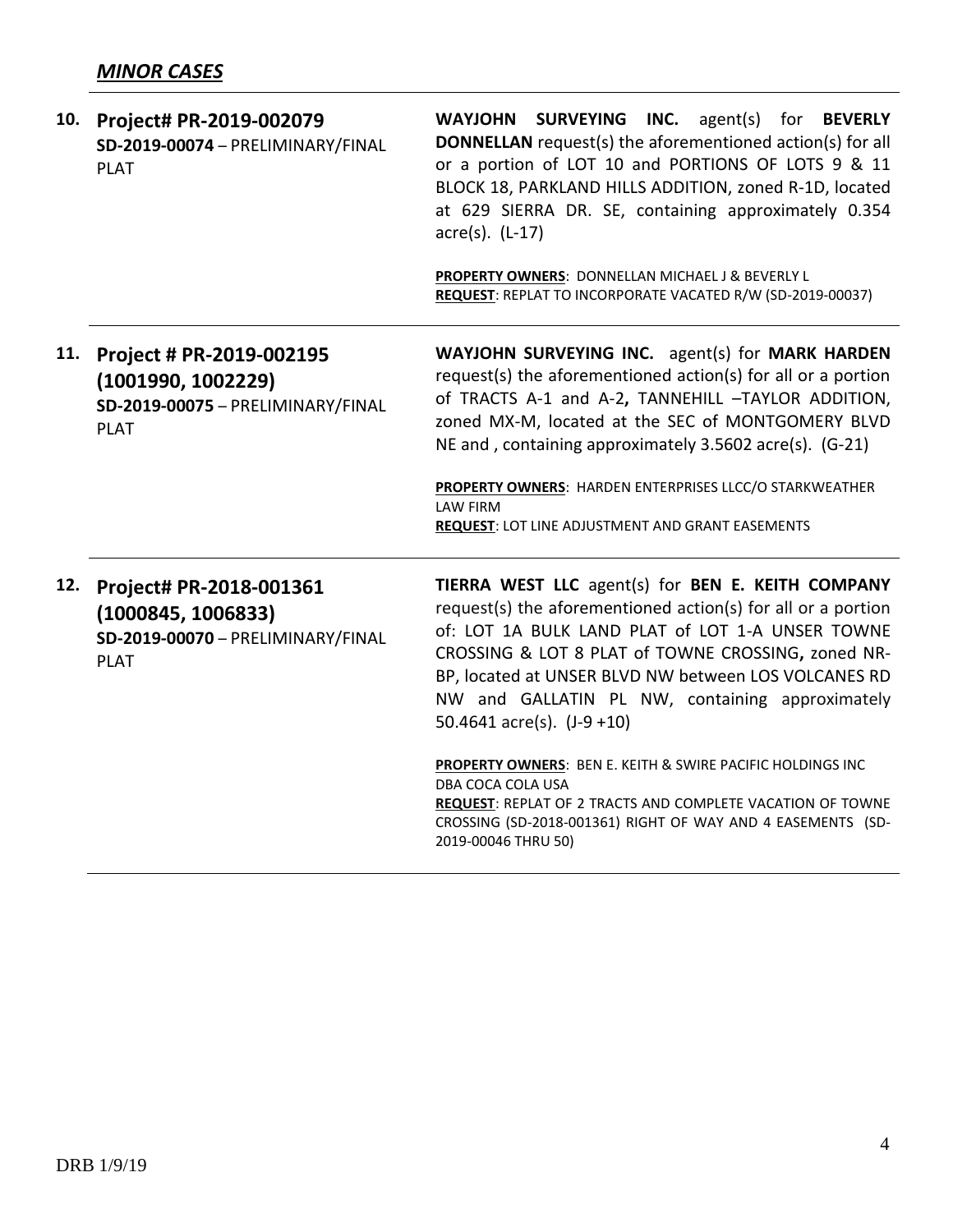## *MINOR CASES*

| | | |
|---|---|---|
| 10. | **Project# PR-2019-002079**<br>**SD-2019-00074** – PRELIMINARY/FINAL PLAT | **WAYJOHN SURVEYING INC.** agent(s) for **BEVERLY DONNELLAN** request(s) the aforementioned action(s) for all or a portion of LOT 10 and PORTIONS OF LOTS 9 & 11 BLOCK 18, PARKLAND HILLS ADDITION, zoned R-1D, located at 629 SIERRA DR. SE, containing approximately 0.354 acre(s). (L-17)<br><br>**PROPERTY OWNERS**: DONNELLAN MICHAEL J & BEVERLY L<br>**REQUEST**: REPLAT TO INCORPORATE VACATED R/W (SD-2019-00037) |
| 11. | **Project # PR-2019-002195 (1001990, 1002229)**<br>**SD-2019-00075** – PRELIMINARY/FINAL PLAT | **WAYJOHN SURVEYING INC.** agent(s) for **MARK HARDEN** request(s) the aforementioned action(s) for all or a portion of TRACTS A-1 and A-2**,** TANNEHILL –TAYLOR ADDITION, zoned MX-M, located at the SEC of MONTGOMERY BLVD NE and , containing approximately 3.5602 acre(s). (G-21)<br><br>**PROPERTY OWNERS**: HARDEN ENTERPRISES LLCC/O STARKWEATHER LAW FIRM<br>**REQUEST**: LOT LINE ADJUSTMENT AND GRANT EASEMENTS |
| 12. | **Project# PR-2018-001361 (1000845, 1006833)**<br>**SD-2019-00070** – PRELIMINARY/FINAL PLAT | **TIERRA WEST LLC** agent(s) for **BEN E. KEITH COMPANY** request(s) the aforementioned action(s) for all or a portion of: LOT 1A BULK LAND PLAT of LOT 1-A UNSER TOWNE CROSSING & LOT 8 PLAT of TOWNE CROSSING**,** zoned NR-BP, located at UNSER BLVD NW between LOS VOLCANES RD NW and GALLATIN PL NW, containing approximately 50.4641 acre(s). (J-9 +10)<br><br>**PROPERTY OWNERS**: BEN E. KEITH & SWIRE PACIFIC HOLDINGS INC DBA COCA COLA USA<br>**REQUEST**: REPLAT OF 2 TRACTS AND COMPLETE VACATION OF TOWNE CROSSING (SD-2018-001361) RIGHT OF WAY AND 4 EASEMENTS (SD-2019-00046 THRU 50) |

DRB 1/9/19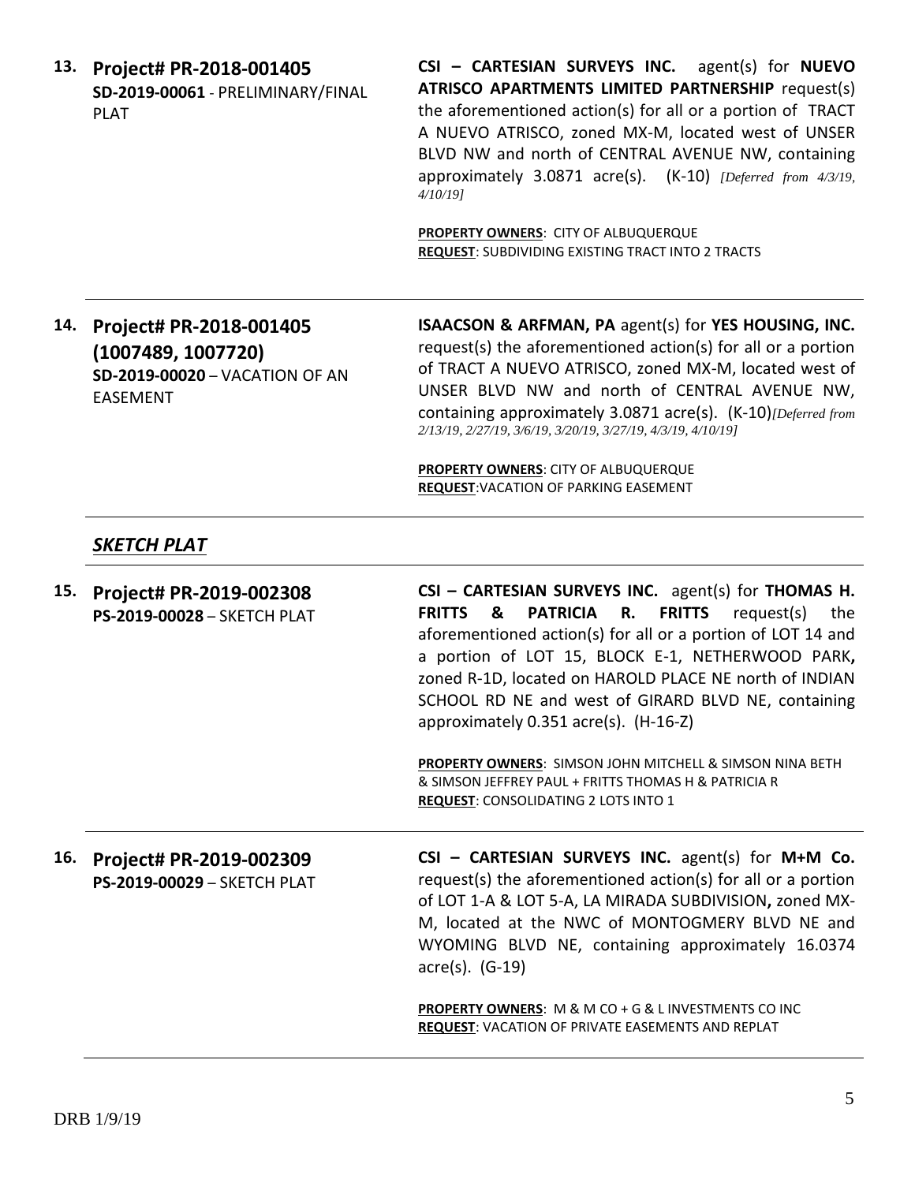**13. Project# PR-2018-001405**
**SD-2019-00061** - PRELIMINARY/FINAL PLAT

**CSI – CARTESIAN SURVEYS INC.** agent(s) for **NUEVO ATRISCO APARTMENTS LIMITED PARTNERSHIP** request(s) the aforementioned action(s) for all or a portion of TRACT A NUEVO ATRISCO, zoned MX-M, located west of UNSER BLVD NW and north of CENTRAL AVENUE NW, containing approximately 3.0871 acre(s). (K-10) *[Deferred from 4/3/19, 4/10/19]*

**PROPERTY OWNERS**: CITY OF ALBUQUERQUE
**REQUEST**: SUBDIVIDING EXISTING TRACT INTO 2 TRACTS

---

**14. Project# PR-2018-001405 (1007489, 1007720)**
**SD-2019-00020** – VACATION OF AN EASEMENT

**ISAACSON & ARFMAN, PA** agent(s) for **YES HOUSING, INC.** request(s) the aforementioned action(s) for all or a portion of TRACT A NUEVO ATRISCO, zoned MX-M, located west of UNSER BLVD NW and north of CENTRAL AVENUE NW, containing approximately 3.0871 acre(s). (K-10)*[Deferred from 2/13/19, 2/27/19, 3/6/19, 3/20/19, 3/27/19, 4/3/19, 4/10/19]*

**PROPERTY OWNERS**: CITY OF ALBUQUERQUE
**REQUEST**:VACATION OF PARKING EASEMENT

---

## ***SKETCH PLAT***

---

**15. Project# PR-2019-002308**
**PS-2019-00028** – SKETCH PLAT

**CSI – CARTESIAN SURVEYS INC.** agent(s) for **THOMAS H. FRITTS & PATRICIA R. FRITTS** request(s) the aforementioned action(s) for all or a portion of LOT 14 and a portion of LOT 15, BLOCK E-1, NETHERWOOD PARK**,** zoned R-1D, located on HAROLD PLACE NE north of INDIAN SCHOOL RD NE and west of GIRARD BLVD NE, containing approximately 0.351 acre(s). (H-16-Z)

**PROPERTY OWNERS**: SIMSON JOHN MITCHELL & SIMSON NINA BETH & SIMSON JEFFREY PAUL + FRITTS THOMAS H & PATRICIA R
**REQUEST**: CONSOLIDATING 2 LOTS INTO 1

---

**16. Project# PR-2019-002309**
**PS-2019-00029** – SKETCH PLAT

**CSI – CARTESIAN SURVEYS INC.** agent(s) for **M+M Co.** request(s) the aforementioned action(s) for all or a portion of LOT 1-A & LOT 5-A, LA MIRADA SUBDIVISION**,** zoned MX-M, located at the NWC of MONTOGMERY BLVD NE and WYOMING BLVD NE, containing approximately 16.0374 acre(s). (G-19)

**PROPERTY OWNERS**: M & M CO + G & L INVESTMENTS CO INC
**REQUEST**: VACATION OF PRIVATE EASEMENTS AND REPLAT

---

DRB 1/9/19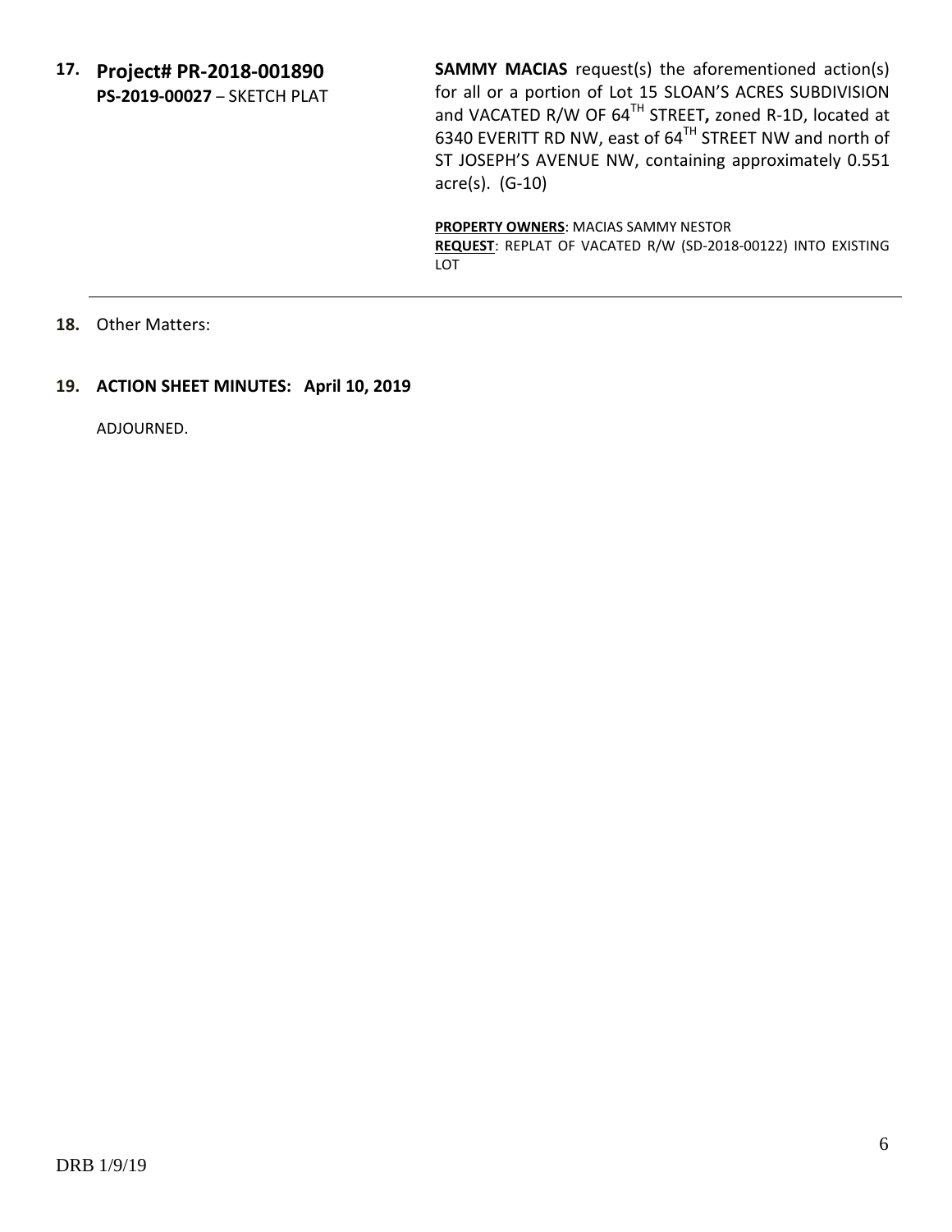**17. Project# PR-2018-001890**
**PS-2019-00027** – SKETCH PLAT

**SAMMY MACIAS** request(s) the aforementioned action(s) for all or a portion of Lot 15 SLOAN'S ACRES SUBDIVISION and VACATED R/W OF 64TH STREET**,** zoned R-1D, located at 6340 EVERITT RD NW, east of 64TH STREET NW and north of ST JOSEPH'S AVENUE NW, containing approximately 0.551 acre(s). (G-10)

**PROPERTY OWNERS**: MACIAS SAMMY NESTOR
**REQUEST**: REPLAT OF VACATED R/W (SD-2018-00122) INTO EXISTING LOT

---

**18.** Other Matters:

**19. ACTION SHEET MINUTES: April 10, 2019**

ADJOURNED.